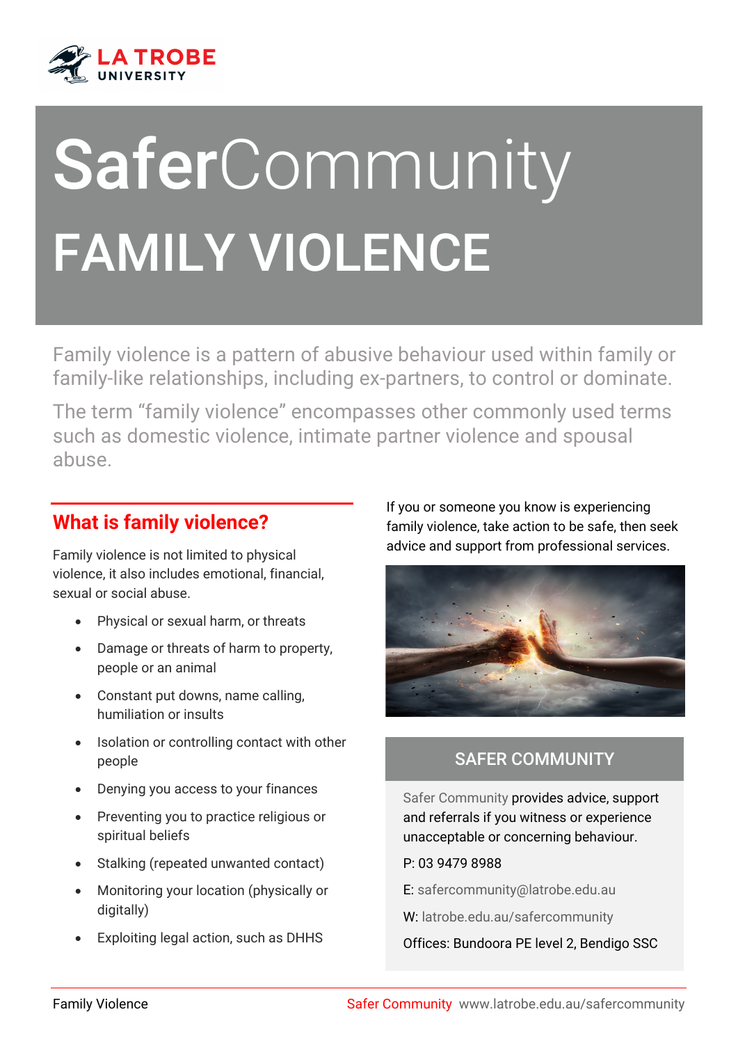# SaferCommunity

# FAMILY VIOLENCE

Family violence is a pattern of abusive behaviour used within family or family-like relationships, including ex-partners, to control or dominate.

The term "family violence" encompasses other commonly used terms such as domestic violence, intimate partner violence and spousal abuse.

## What is family violence?

Family violence is not limited to physical violence, it also includes emotional, financial, sexual or social abuse.

- Physical or sexual harm, or threats
- Damage or threats of harm to property, people or an animal
- Constant put downs, name calling, humiliation or insults
- Isolation or controlling contact with other people
- Denying you access to your finances
- Preventing you to practice religious or spiritual beliefs
- Stalking (repeated unwanted contact)
- Monitoring your location (physically or digitally)
- Exploiting legal action, such as DHHS

If you or someone you know is experiencing family violence, take action to be safe, then seek advice and support from professional services.

## SAFER COMMUNITY

Safer Community provides advice, support and referrals if you witness or experience unacceptable or concerning behaviour.

P: 03 9479 8988

E: safercommunity@latrobe.edu.au

W: latrobe.edu.au/safercommunity

Offices: Bundoora PE level 2, Bendigo SSC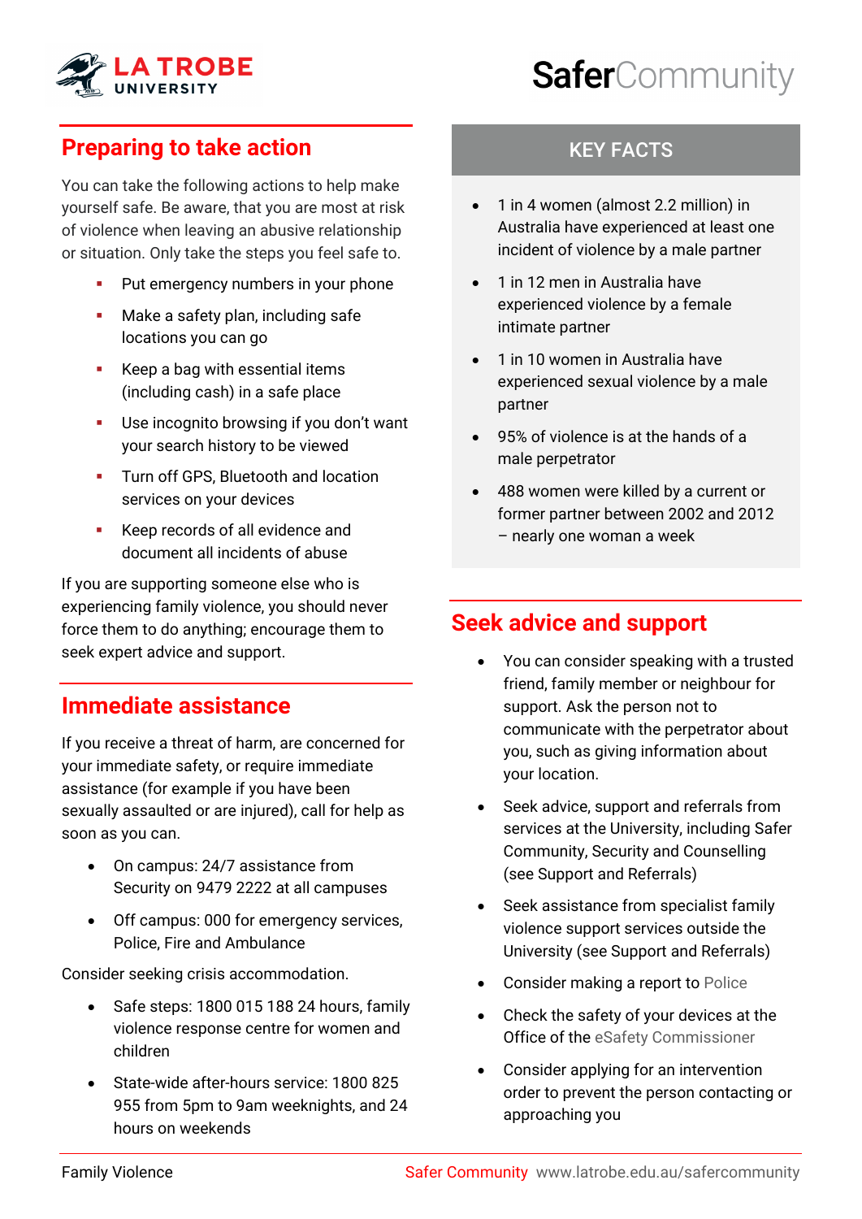## Preparing to take action

You can take the following actions to help make yourself safe. Be aware, that you are most at risk of violence when leaving an abusive relationship or situation. Only take the steps you feel safe to.

- Put emergency numbers in your phone
- Make a safety plan, including safe locations you can go
- Keep a bag with essential items (including cash) in a safe place
- Use incognito browsing if you don't want your search history to be viewed
- Turn off GPS, Bluetooth and location services on your devices
- Keep records of all evidence and document all incidents of abuse

If you are supporting someone else who is experiencing family violence, you should never force them to do anything; encourage them to seek expert advice and support.

## Immediate assistance

If you receive a threat of harm, are concerned for your immediate safety, or require immediate assistance (for example if you have been sexually assaulted or are injured), call for help as soon as you can.

- On campus: 24/7 assistance from Security on 9479 2222 at all campuses
- Off campus: 000 for emergency services, Police, Fire and Ambulance

Consider seeking crisis accommodation.

- Safe steps: 1800 015 188 24 hours, family violence response centre for women and children
- State-wide after-hours service: 1800 825 955 from 5pm to 9am weeknights, and 24 hours on weekends

### KEY FACTS

- 1 in 4 women (almost 2.2 million) in Australia have experienced at least one incident of violence by a male partner
- 1 in 12 men in Australia have experienced violence by a female intimate partner
- 1 in 10 women in Australia have experienced sexual violence by a male partner
- 95% of violence is at the hands of a male perpetrator
- 488 women were killed by a current or former partner between 2002 and 2012 – nearly one woman a week

## Seek advice and support

- You can consider speaking with a trusted friend, family member or neighbour for support. Ask the person not to communicate with the perpetrator about you, such as giving information about your location.
- Seek advice, support and referrals from services at the University, including Safer Community, Security and Counselling (see Support and Referrals)
- Seek assistance from specialist family violence support services outside the University (see Support and Referrals)
- Consider making a report to Police
- Check the safety of your devices at the Office of the eSafety Commissioner
- Consider applying for an intervention order to prevent the person contacting or approaching you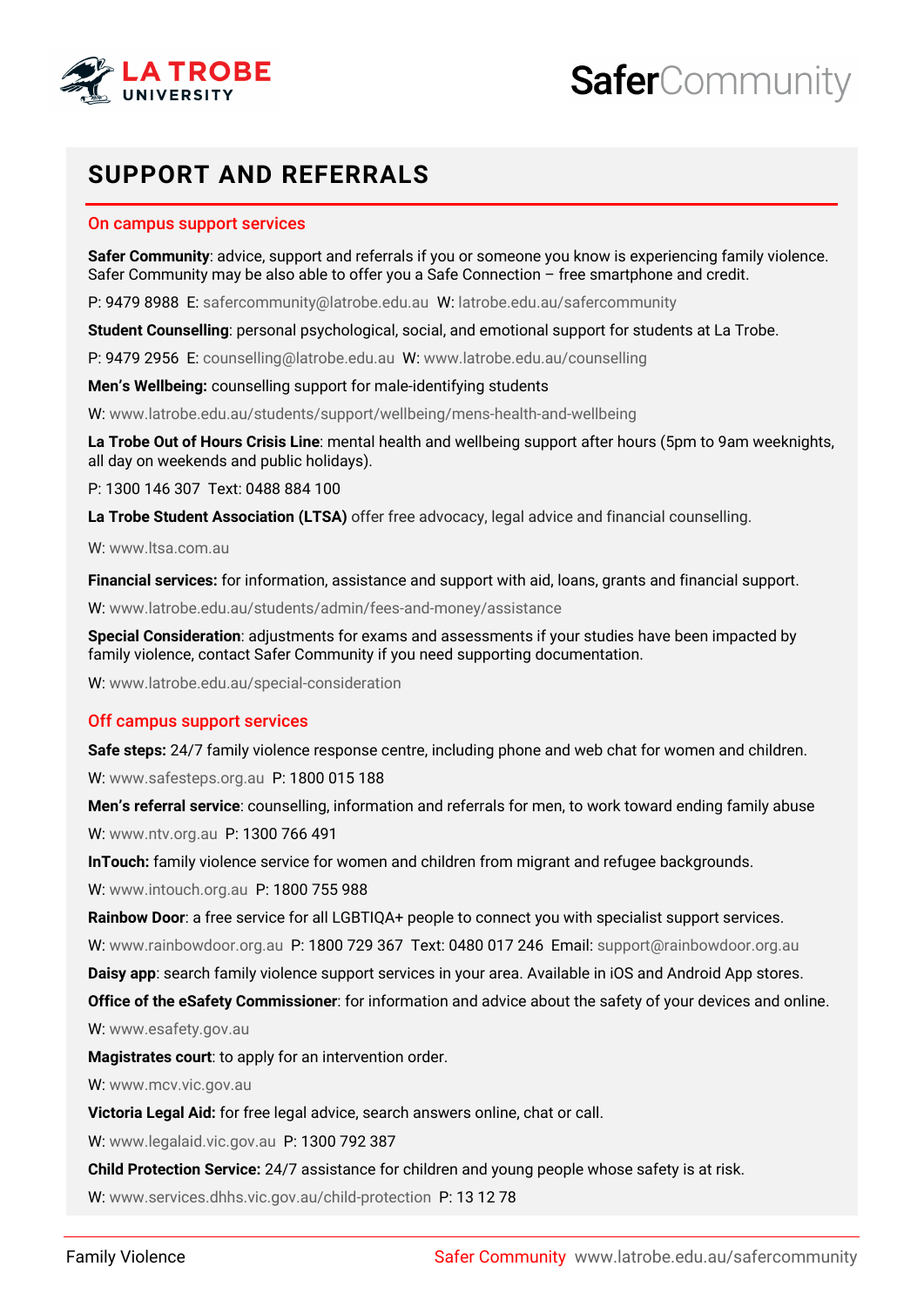# SUPPORT AND REFERRALS

## On campus support services

**Safer Community**: advice, support and referrals if you or someone you know is experiencing family violence. Safer Community may be also able to offer you a Safe Connection – free smartphone and credit.

P: 9479 8988 E: safercommunity@latrobe.edu.au W: latrobe.edu.au/safercommunity

**Student Counselling**: personal psychological, social, and emotional support for students at La Trobe.

P: 9479 2956 E: counselling@latrobe.edu.au W: www.latrobe.edu.au/counselling

**Men's Wellbeing:** counselling support for male-identifying students

W: www.latrobe.edu.au/students/support/wellbeing/mens-health-and-wellbeing

**La Trobe Out of Hours Crisis Line**: mental health and wellbeing support after hours (5pm to 9am weeknights, all day on weekends and public holidays).

P: 1300 146 307 Text: 0488 884 100

**La Trobe Student Association (LTSA)** offer free advocacy, legal advice and financial counselling.

W: www.ltsa.com.au

**Financial services:** for information, assistance and support with aid, loans, grants and financial support.

W: www.latrobe.edu.au/students/admin/fees-and-money/assistance

**Special Consideration**: adjustments for exams and assessments if your studies have been impacted by family violence, contact Safer Community if you need supporting documentation.

W: www.latrobe.edu.au/special-consideration

## Off campus support services

**Safe steps:** 24/7 family violence response centre, including phone and web chat for women and children.

W: www.safesteps.org.au P: 1800 015 188

**Men's referral service**: counselling, information and referrals for men, to work toward ending family abuse

W: www.ntv.org.au P: 1300 766 491

**InTouch:** family violence service for women and children from migrant and refugee backgrounds.

W: www.intouch.org.au P: 1800 755 988

**Rainbow Door**: a free service for all LGBTIQA+ people to connect you with specialist support services.

W: www.rainbowdoor.org.au P: 1800 729 367 Text: 0480 017 246 Email: support@rainbowdoor.org.au

**Daisy app**: search family violence support services in your area. Available in iOS and Android App stores.

**Office of the eSafety Commissioner**: for information and advice about the safety of your devices and online.

W: www.esafety.gov.au

**Magistrates court**: to apply for an intervention order.

W: www.mcv.vic.gov.au

**Victoria Legal Aid:** for free legal advice, search answers online, chat or call.

W: www.legalaid.vic.gov.au P: 1300 792 387

**Child Protection Service:** 24/7 assistance for children and young people whose safety is at risk.

W: www.services.dhhs.vic.gov.au/child-protection P: 13 12 78